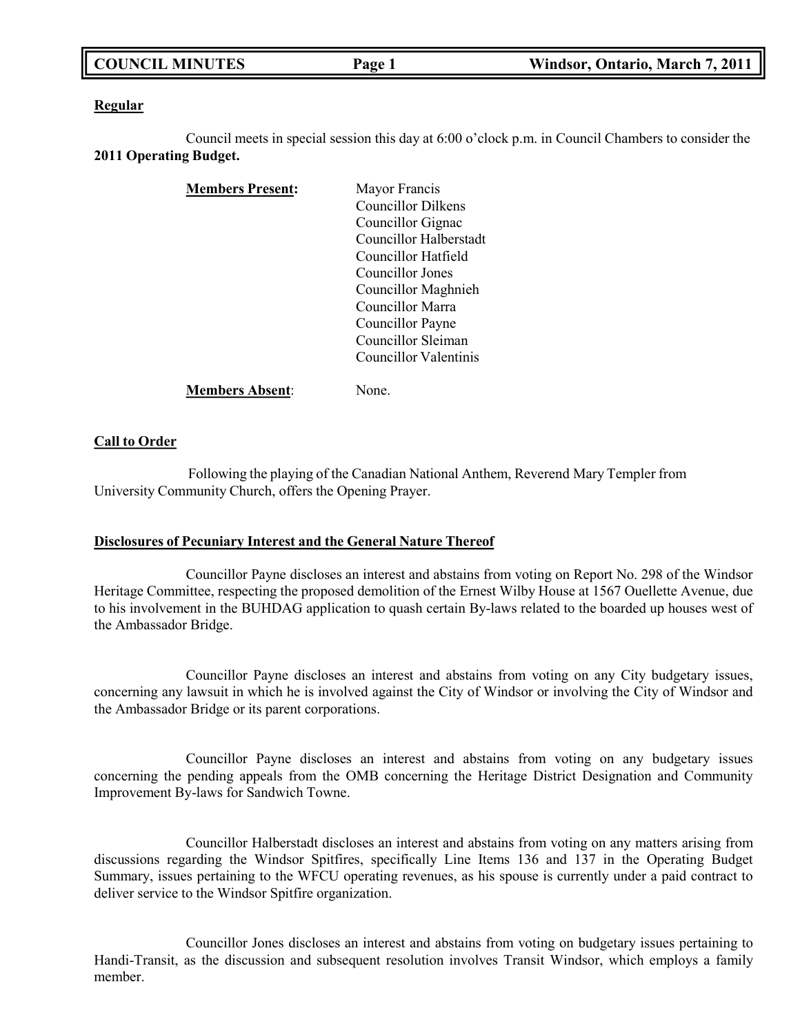**Regular**

Council meets in special session this day at 6:00 o'clock p.m. in Council Chambers to consider the **2011 Operating Budget.**

**Members Present:**

- Mayor Francis
- Councillor Dilkens
- Councillor Gignac
- Councillor Halberstadt
- Councillor Hatfield
- Councillor Jones
- Councillor Maghnieh
- Councillor Marra
- Councillor Payne
- Councillor Sleiman
- Councillor Valentinis

**Members Absent**: None.

**Call to Order**

Following the playing of the Canadian National Anthem, Reverend Mary Templer from University Community Church, offers the Opening Prayer.

**Disclosures of Pecuniary Interest and the General Nature Thereof**

Councillor Payne discloses an interest and abstains from voting on Report No. 298 of the Windsor Heritage Committee, respecting the proposed demolition of the Ernest Wilby House at 1567 Ouellette Avenue, due to his involvement in the BUHDAG application to quash certain By-laws related to the boarded up houses west of the Ambassador Bridge.

Councillor Payne discloses an interest and abstains from voting on any City budgetary issues, concerning any lawsuit in which he is involved against the City of Windsor or involving the City of Windsor and the Ambassador Bridge or its parent corporations.

Councillor Payne discloses an interest and abstains from voting on any budgetary issues concerning the pending appeals from the OMB concerning the Heritage District Designation and Community Improvement By-laws for Sandwich Towne.

Councillor Halberstadt discloses an interest and abstains from voting on any matters arising from discussions regarding the Windsor Spitfires, specifically Line Items 136 and 137 in the Operating Budget Summary, issues pertaining to the WFCU operating revenues, as his spouse is currently under a paid contract to deliver service to the Windsor Spitfire organization.

Councillor Jones discloses an interest and abstains from voting on budgetary issues pertaining to Handi-Transit, as the discussion and subsequent resolution involves Transit Windsor, which employs a family member.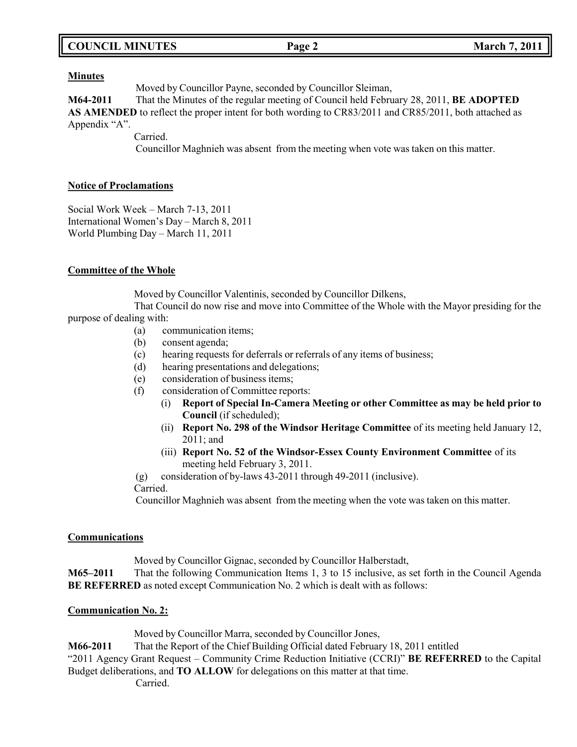**Minutes**

Moved by Councillor Payne, seconded by Councillor Sleiman,

**M64-2011** That the Minutes of the regular meeting of Council held February 28, 2011, **BE ADOPTED AS AMENDED** to reflect the proper intent for both wording to CR83/2011 and CR85/2011, both attached as Appendix "A".

Carried.

Councillor Maghnieh was absent from the meeting when vote was taken on this matter.

**Notice of Proclamations**

Social Work Week – March 7-13, 2011
International Women's Day – March 8, 2011
World Plumbing Day – March 11, 2011

**Committee of the Whole**

Moved by Councillor Valentinis, seconded by Councillor Dilkens,

That Council do now rise and move into Committee of the Whole with the Mayor presiding for the purpose of dealing with:

(a) communication items;
(b) consent agenda;
(c) hearing requests for deferrals or referrals of any items of business;
(d) hearing presentations and delegations;
(e) consideration of business items;
(f) consideration of Committee reports:
 (i) **Report of Special In-Camera Meeting or other Committee as may be held prior to Council** (if scheduled);
 (ii) **Report No. 298 of the Windsor Heritage Committee** of its meeting held January 12, 2011; and
 (iii) **Report No. 52 of the Windsor-Essex County Environment Committee** of its meeting held February 3, 2011.
(g) consideration of by-laws 43-2011 through 49-2011 (inclusive).

Carried.

Councillor Maghnieh was absent from the meeting when the vote was taken on this matter.

**Communications**

Moved by Councillor Gignac, seconded by Councillor Halberstadt,

**M65–2011** That the following Communication Items 1, 3 to 15 inclusive, as set forth in the Council Agenda **BE REFERRED** as noted except Communication No. 2 which is dealt with as follows:

**Communication No. 2:**

Moved by Councillor Marra, seconded by Councillor Jones,

**M66-2011** That the Report of the Chief Building Official dated February 18, 2011 entitled "2011 Agency Grant Request – Community Crime Reduction Initiative (CCRI)" **BE REFERRED** to the Capital Budget deliberations, and **TO ALLOW** for delegations on this matter at that time.

Carried.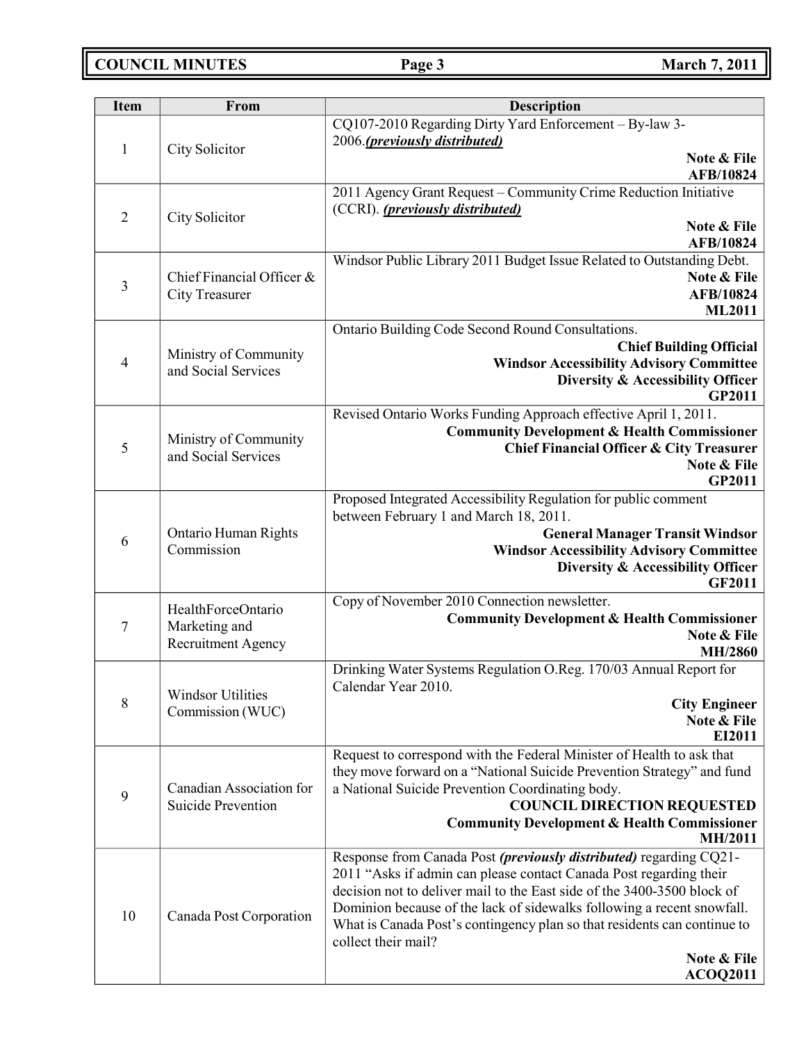| Item | From | Description |
|---|---|---|
| 1 | City Solicitor | CQ107-2010 Regarding Dirty Yard Enforcement – By-law 3-2006.***(previously distributed)*** **Note & File** **AFB/10824** |
| 2 | City Solicitor | 2011 Agency Grant Request – Community Crime Reduction Initiative (CCRI). ***(previously distributed)*** **Note & File** **AFB/10824** |
| 3 | Chief Financial Officer & City Treasurer | Windsor Public Library 2011 Budget Issue Related to Outstanding Debt. **Note & File** **AFB/10824** **ML2011** |
| 4 | Ministry of Community and Social Services | Ontario Building Code Second Round Consultations. **Chief Building Official** **Windsor Accessibility Advisory Committee** **Diversity & Accessibility Officer** **GP2011** |
| 5 | Ministry of Community and Social Services | Revised Ontario Works Funding Approach effective April 1, 2011. **Community Development & Health Commissioner** **Chief Financial Officer & City Treasurer** **Note & File** **GP2011** |
| 6 | Ontario Human Rights Commission | Proposed Integrated Accessibility Regulation for public comment between February 1 and March 18, 2011. **General Manager Transit Windsor** **Windsor Accessibility Advisory Committee** **Diversity & Accessibility Officer** **GF2011** |
| 7 | HealthForceOntario Marketing and Recruitment Agency | Copy of November 2010 Connection newsletter. **Community Development & Health Commissioner** **Note & File** **MH/2860** |
| 8 | Windsor Utilities Commission (WUC) | Drinking Water Systems Regulation O.Reg. 170/03 Annual Report for Calendar Year 2010. **City Engineer** **Note & File** **EI2011** |
| 9 | Canadian Association for Suicide Prevention | Request to correspond with the Federal Minister of Health to ask that they move forward on a "National Suicide Prevention Strategy" and fund a National Suicide Prevention Coordinating body. **COUNCIL DIRECTION REQUESTED** **Community Development & Health Commissioner** **MH/2011** |
| 10 | Canada Post Corporation | Response from Canada Post ***(previously distributed)*** regarding CQ21-2011 "Asks if admin can please contact Canada Post regarding their decision not to deliver mail to the East side of the 3400-3500 block of Dominion because of the lack of sidewalks following a recent snowfall. What is Canada Post's contingency plan so that residents can continue to collect their mail? **Note & File** **ACOQ2011** |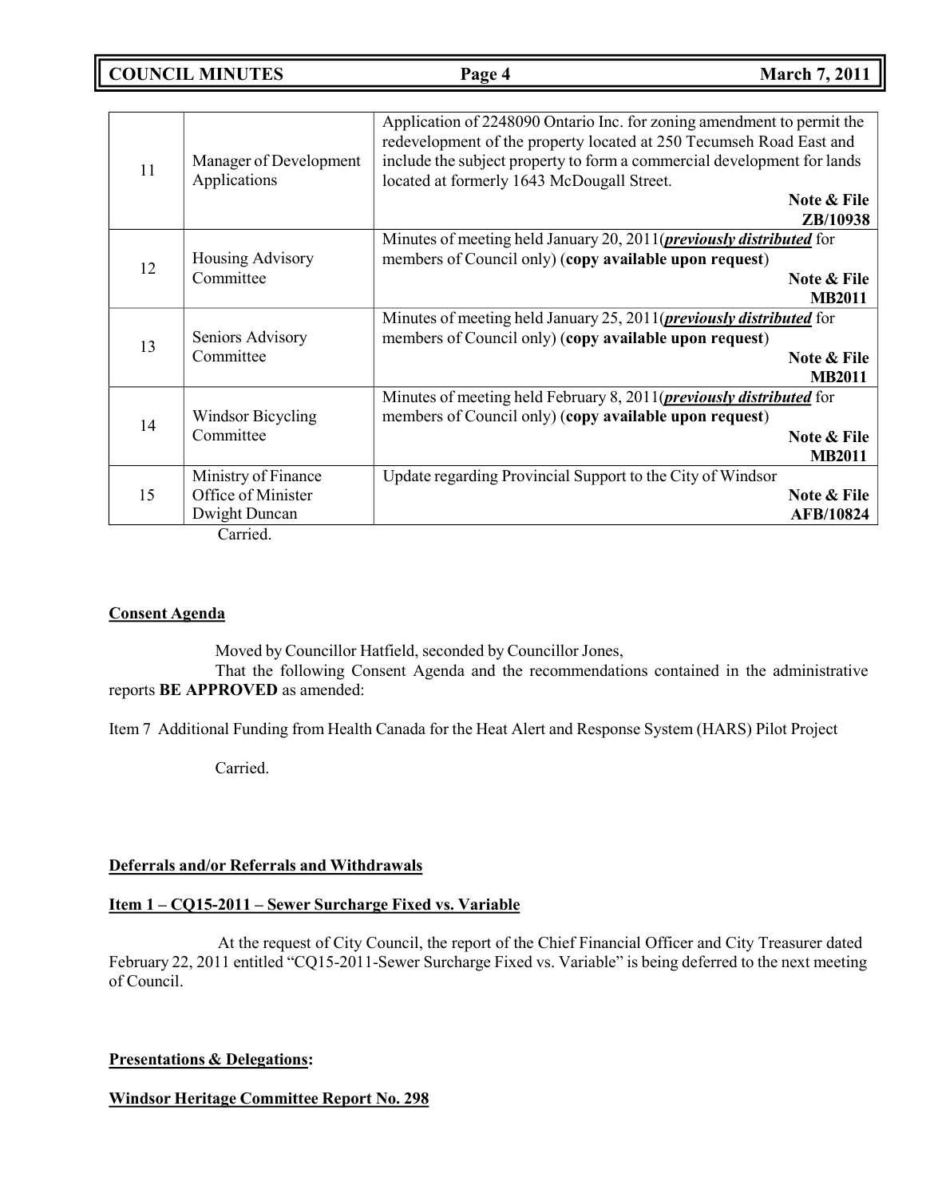| | | |
|---|---|---|
| 11 | Manager of Development Applications | Application of 2248090 Ontario Inc. for zoning amendment to permit the redevelopment of the property located at 250 Tecumseh Road East and include the subject property to form a commercial development for lands located at formerly 1643 McDougall Street. **Note & File ZB/10938** |
| 12 | Housing Advisory Committee | Minutes of meeting held January 20, 2011(***previously distributed*** for members of Council only) (**copy available upon request**) **Note & File MB2011** |
| 13 | Seniors Advisory Committee | Minutes of meeting held January 25, 2011(***previously distributed*** for members of Council only) (**copy available upon request**) **Note & File MB2011** |
| 14 | Windsor Bicycling Committee | Minutes of meeting held February 8, 2011(***previously distributed*** for members of Council only) (**copy available upon request**) **Note & File MB2011** |
| 15 | Ministry of Finance Office of Minister Dwight Duncan | Update regarding Provincial Support to the City of Windsor **Note & File AFB/10824** |

Carried.

**Consent Agenda**

Moved by Councillor Hatfield, seconded by Councillor Jones,

That the following Consent Agenda and the recommendations contained in the administrative reports **BE APPROVED** as amended:

Item 7 Additional Funding from Health Canada for the Heat Alert and Response System (HARS) Pilot Project

Carried.

**Deferrals and/or Referrals and Withdrawals**

**Item 1 – CQ15-2011 – Sewer Surcharge Fixed vs. Variable**

At the request of City Council, the report of the Chief Financial Officer and City Treasurer dated February 22, 2011 entitled "CQ15-2011-Sewer Surcharge Fixed vs. Variable" is being deferred to the next meeting of Council.

**Presentations & Delegations:**

**Windsor Heritage Committee Report No. 298**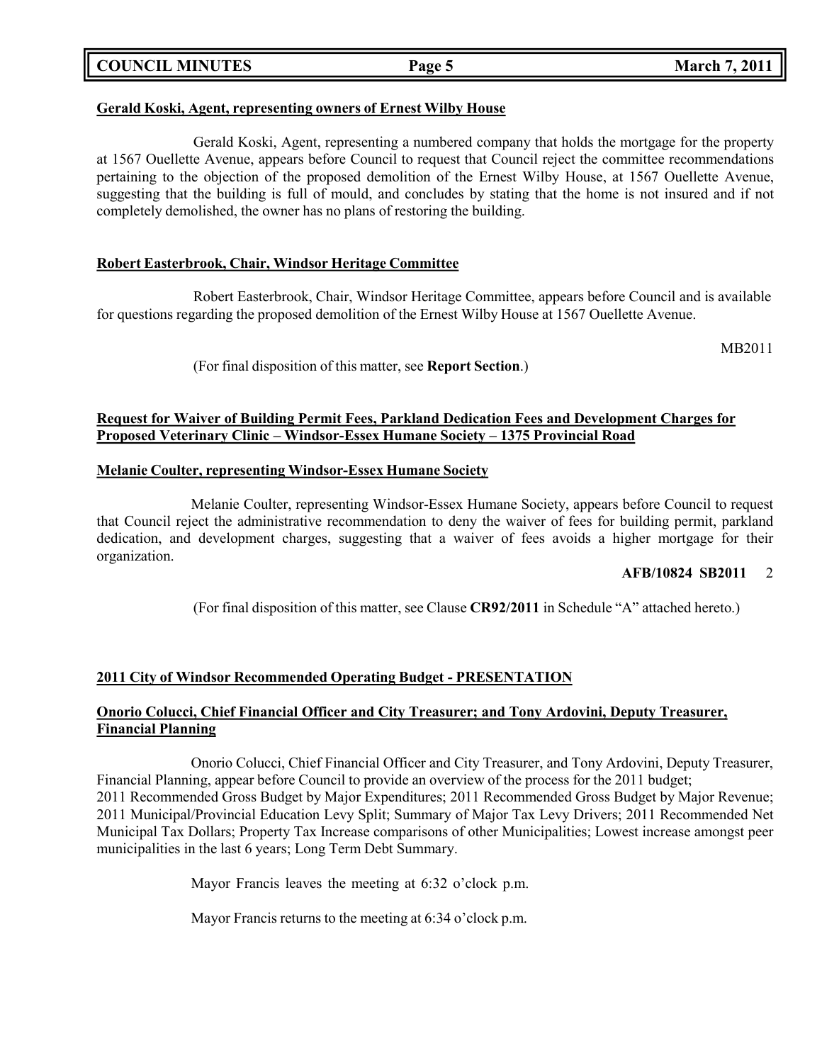**Gerald Koski, Agent, representing owners of Ernest Wilby House**

Gerald Koski, Agent, representing a numbered company that holds the mortgage for the property at 1567 Ouellette Avenue, appears before Council to request that Council reject the committee recommendations pertaining to the objection of the proposed demolition of the Ernest Wilby House, at 1567 Ouellette Avenue, suggesting that the building is full of mould, and concludes by stating that the home is not insured and if not completely demolished, the owner has no plans of restoring the building.

**Robert Easterbrook, Chair, Windsor Heritage Committee**

Robert Easterbrook, Chair, Windsor Heritage Committee, appears before Council and is available for questions regarding the proposed demolition of the Ernest Wilby House at 1567 Ouellette Avenue.

MB2011

(For final disposition of this matter, see **Report Section**.)

**Request for Waiver of Building Permit Fees, Parkland Dedication Fees and Development Charges for Proposed Veterinary Clinic – Windsor-Essex Humane Society – 1375 Provincial Road**

**Melanie Coulter, representing Windsor-Essex Humane Society**

Melanie Coulter, representing Windsor-Essex Humane Society, appears before Council to request that Council reject the administrative recommendation to deny the waiver of fees for building permit, parkland dedication, and development charges, suggesting that a waiver of fees avoids a higher mortgage for their organization.

**AFB/10824 SB2011** 2

(For final disposition of this matter, see Clause **CR92/2011** in Schedule "A" attached hereto.)

**2011 City of Windsor Recommended Operating Budget - PRESENTATION**

**Onorio Colucci, Chief Financial Officer and City Treasurer; and Tony Ardovini, Deputy Treasurer, Financial Planning**

Onorio Colucci, Chief Financial Officer and City Treasurer, and Tony Ardovini, Deputy Treasurer, Financial Planning, appear before Council to provide an overview of the process for the 2011 budget;
2011 Recommended Gross Budget by Major Expenditures; 2011 Recommended Gross Budget by Major Revenue; 2011 Municipal/Provincial Education Levy Split; Summary of Major Tax Levy Drivers; 2011 Recommended Net Municipal Tax Dollars; Property Tax Increase comparisons of other Municipalities; Lowest increase amongst peer municipalities in the last 6 years; Long Term Debt Summary.

Mayor Francis leaves the meeting at 6:32 o'clock p.m.

Mayor Francis returns to the meeting at 6:34 o'clock p.m.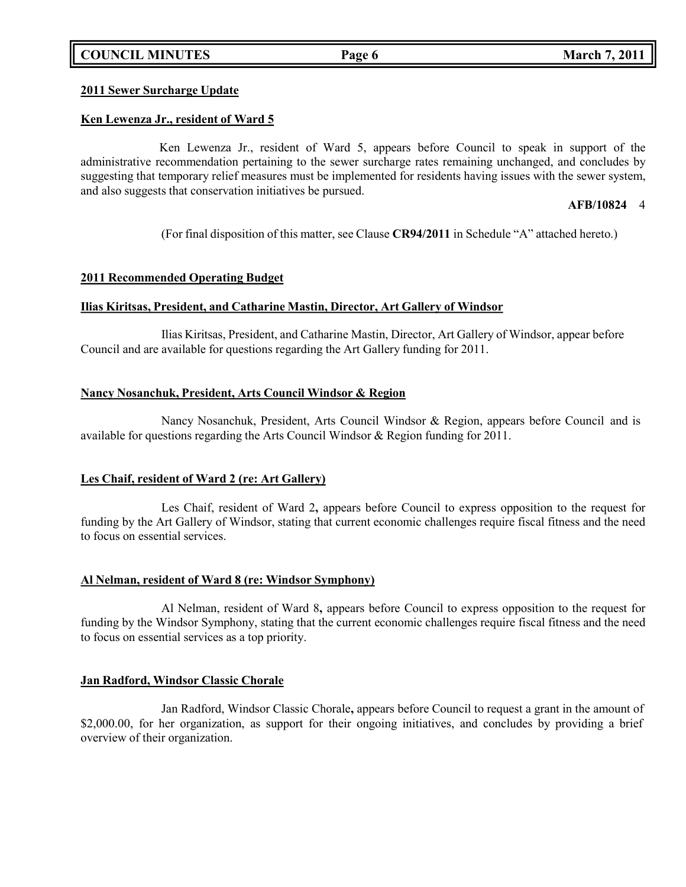**2011 Sewer Surcharge Update**

**Ken Lewenza Jr., resident of Ward 5**

Ken Lewenza Jr., resident of Ward 5, appears before Council to speak in support of the administrative recommendation pertaining to the sewer surcharge rates remaining unchanged, and concludes by suggesting that temporary relief measures must be implemented for residents having issues with the sewer system, and also suggests that conservation initiatives be pursued.

**AFB/10824** 4

(For final disposition of this matter, see Clause **CR94/2011** in Schedule "A" attached hereto.)

**2011 Recommended Operating Budget**

**Ilias Kiritsas, President, and Catharine Mastin, Director, Art Gallery of Windsor**

Ilias Kiritsas, President, and Catharine Mastin, Director, Art Gallery of Windsor, appear before Council and are available for questions regarding the Art Gallery funding for 2011.

**Nancy Nosanchuk, President, Arts Council Windsor & Region**

Nancy Nosanchuk, President, Arts Council Windsor & Region, appears before Council and is available for questions regarding the Arts Council Windsor & Region funding for 2011.

**Les Chaif, resident of Ward 2 (re: Art Gallery)**

Les Chaif, resident of Ward 2**,** appears before Council to express opposition to the request for funding by the Art Gallery of Windsor, stating that current economic challenges require fiscal fitness and the need to focus on essential services.

**Al Nelman, resident of Ward 8 (re: Windsor Symphony)**

Al Nelman, resident of Ward 8**,** appears before Council to express opposition to the request for funding by the Windsor Symphony, stating that the current economic challenges require fiscal fitness and the need to focus on essential services as a top priority.

**Jan Radford, Windsor Classic Chorale**

Jan Radford, Windsor Classic Chorale**,** appears before Council to request a grant in the amount of $2,000.00, for her organization, as support for their ongoing initiatives, and concludes by providing a brief overview of their organization.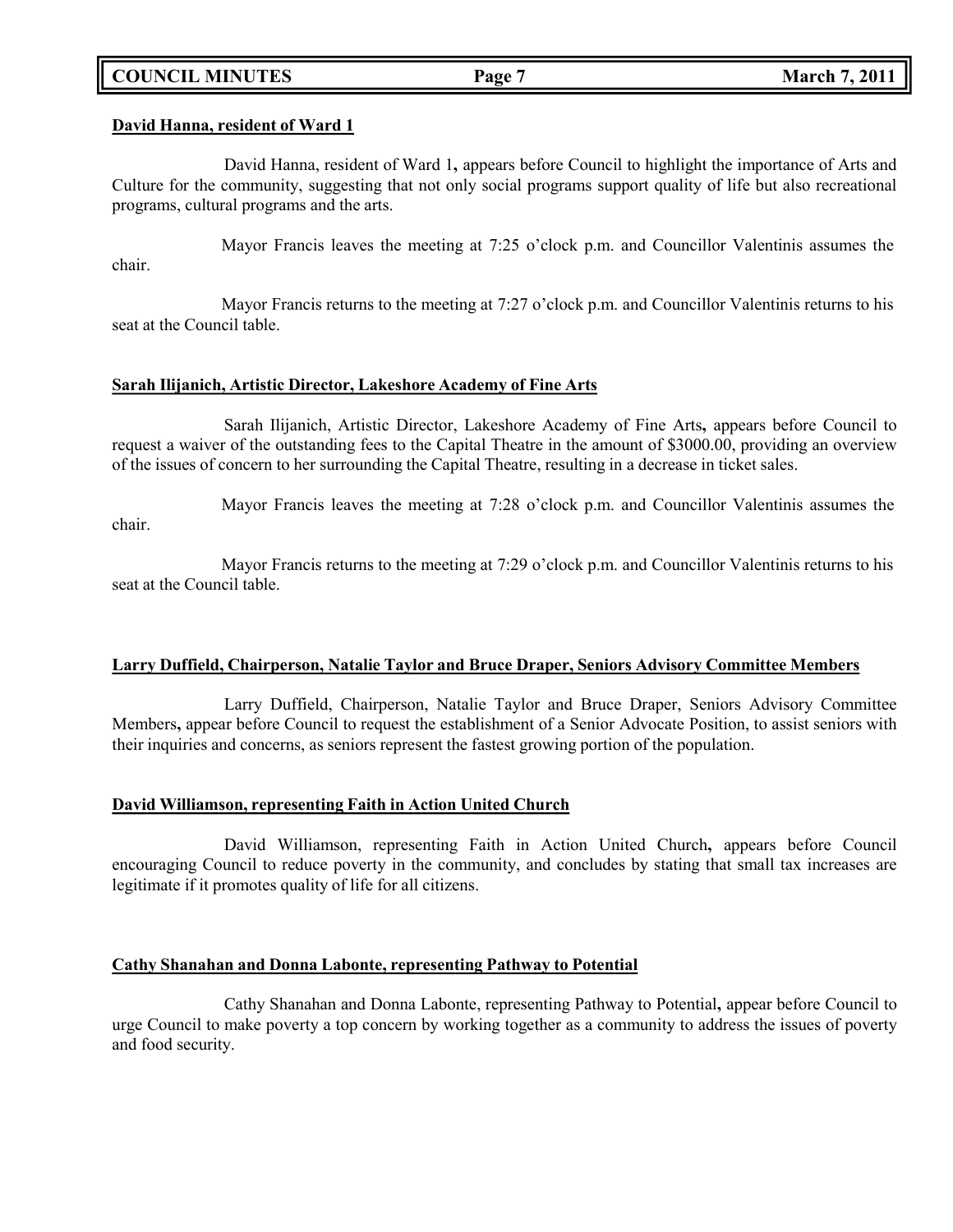**David Hanna, resident of Ward 1**

David Hanna, resident of Ward 1**,** appears before Council to highlight the importance of Arts and Culture for the community, suggesting that not only social programs support quality of life but also recreational programs, cultural programs and the arts.

Mayor Francis leaves the meeting at 7:25 o'clock p.m. and Councillor Valentinis assumes the chair.

Mayor Francis returns to the meeting at 7:27 o'clock p.m. and Councillor Valentinis returns to his seat at the Council table.

**Sarah Ilijanich, Artistic Director, Lakeshore Academy of Fine Arts**

Sarah Ilijanich, Artistic Director, Lakeshore Academy of Fine Arts**,** appears before Council to request a waiver of the outstanding fees to the Capital Theatre in the amount of $3000.00, providing an overview of the issues of concern to her surrounding the Capital Theatre, resulting in a decrease in ticket sales.

Mayor Francis leaves the meeting at 7:28 o'clock p.m. and Councillor Valentinis assumes the chair.

Mayor Francis returns to the meeting at 7:29 o'clock p.m. and Councillor Valentinis returns to his seat at the Council table.

**Larry Duffield, Chairperson, Natalie Taylor and Bruce Draper, Seniors Advisory Committee Members**

Larry Duffield, Chairperson, Natalie Taylor and Bruce Draper, Seniors Advisory Committee Members**,** appear before Council to request the establishment of a Senior Advocate Position, to assist seniors with their inquiries and concerns, as seniors represent the fastest growing portion of the population.

**David Williamson, representing Faith in Action United Church**

David Williamson, representing Faith in Action United Church**,** appears before Council encouraging Council to reduce poverty in the community, and concludes by stating that small tax increases are legitimate if it promotes quality of life for all citizens.

**Cathy Shanahan and Donna Labonte, representing Pathway to Potential**

Cathy Shanahan and Donna Labonte, representing Pathway to Potential**,** appear before Council to urge Council to make poverty a top concern by working together as a community to address the issues of poverty and food security.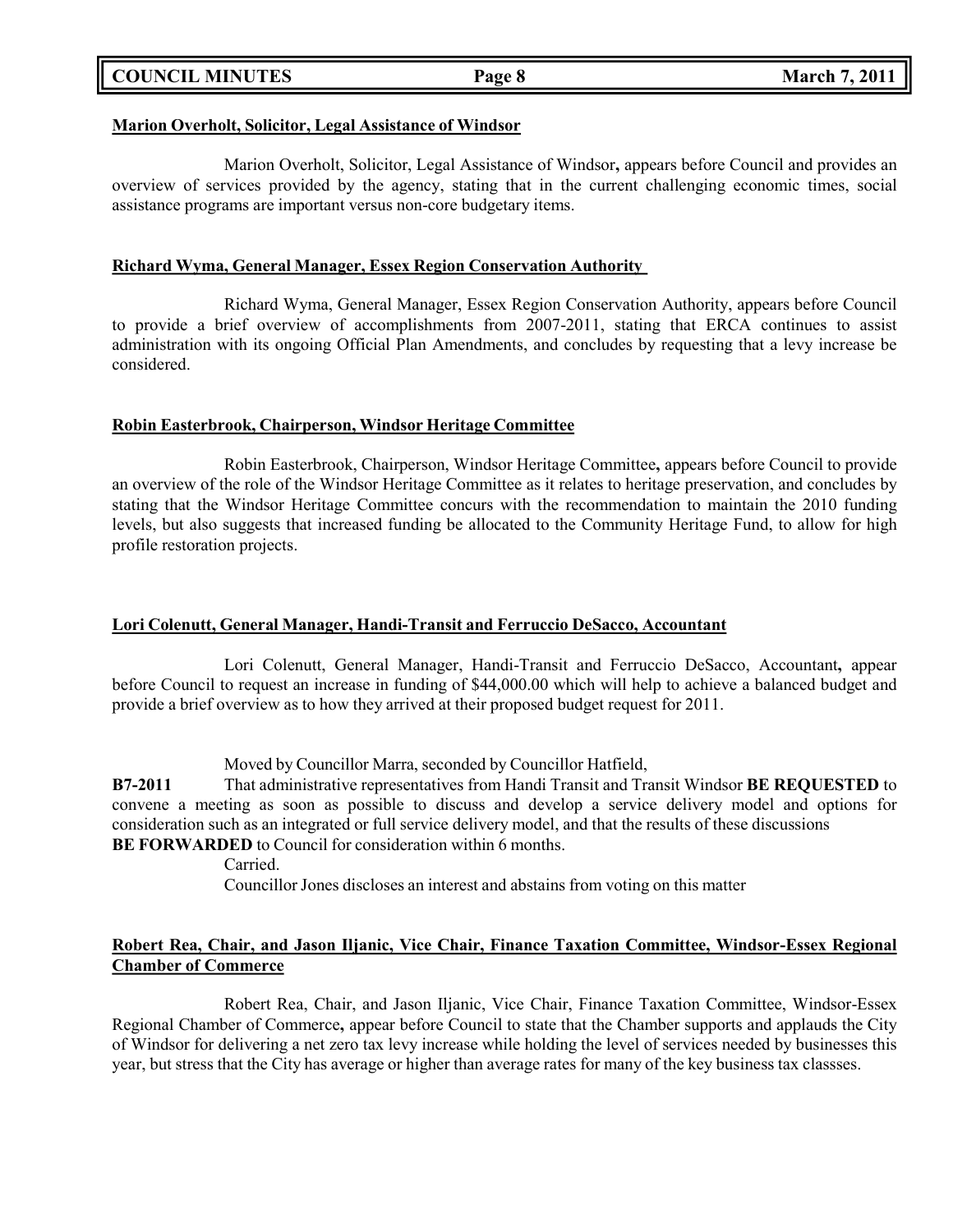**Marion Overholt, Solicitor, Legal Assistance of Windsor**

Marion Overholt, Solicitor, Legal Assistance of Windsor**,** appears before Council and provides an overview of services provided by the agency, stating that in the current challenging economic times, social assistance programs are important versus non-core budgetary items.

**Richard Wyma, General Manager, Essex Region Conservation Authority**

Richard Wyma, General Manager, Essex Region Conservation Authority, appears before Council to provide a brief overview of accomplishments from 2007-2011, stating that ERCA continues to assist administration with its ongoing Official Plan Amendments, and concludes by requesting that a levy increase be considered.

**Robin Easterbrook, Chairperson, Windsor Heritage Committee**

Robin Easterbrook, Chairperson, Windsor Heritage Committee**,** appears before Council to provide an overview of the role of the Windsor Heritage Committee as it relates to heritage preservation, and concludes by stating that the Windsor Heritage Committee concurs with the recommendation to maintain the 2010 funding levels, but also suggests that increased funding be allocated to the Community Heritage Fund, to allow for high profile restoration projects.

**Lori Colenutt, General Manager, Handi-Transit and Ferruccio DeSacco, Accountant**

Lori Colenutt, General Manager, Handi-Transit and Ferruccio DeSacco, Accountant**,** appear before Council to request an increase in funding of $44,000.00 which will help to achieve a balanced budget and provide a brief overview as to how they arrived at their proposed budget request for 2011.

Moved by Councillor Marra, seconded by Councillor Hatfield,

**B7-2011** That administrative representatives from Handi Transit and Transit Windsor **BE REQUESTED** to convene a meeting as soon as possible to discuss and develop a service delivery model and options for consideration such as an integrated or full service delivery model, and that the results of these discussions **BE FORWARDED** to Council for consideration within 6 months.

Carried.

Councillor Jones discloses an interest and abstains from voting on this matter

**Robert Rea, Chair, and Jason Iljanic, Vice Chair, Finance Taxation Committee, Windsor-Essex Regional Chamber of Commerce**

Robert Rea, Chair, and Jason Iljanic, Vice Chair, Finance Taxation Committee, Windsor-Essex Regional Chamber of Commerce**,** appear before Council to state that the Chamber supports and applauds the City of Windsor for delivering a net zero tax levy increase while holding the level of services needed by businesses this year, but stress that the City has average or higher than average rates for many of the key business tax classses.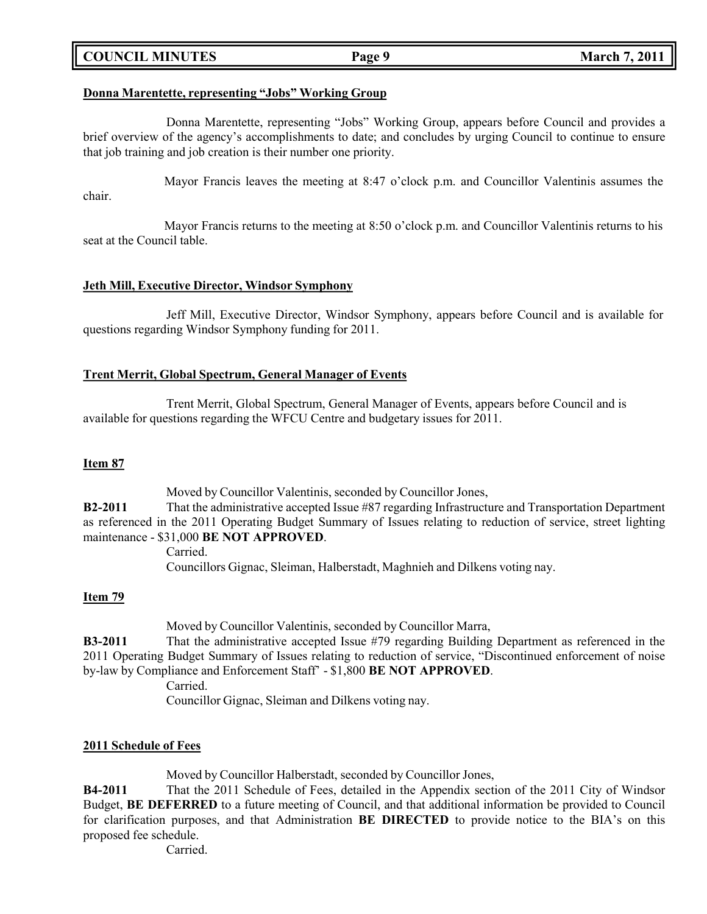**Donna Marentette, representing "Jobs" Working Group**

Donna Marentette, representing "Jobs" Working Group, appears before Council and provides a brief overview of the agency's accomplishments to date; and concludes by urging Council to continue to ensure that job training and job creation is their number one priority.

Mayor Francis leaves the meeting at 8:47 o'clock p.m. and Councillor Valentinis assumes the chair.

Mayor Francis returns to the meeting at 8:50 o'clock p.m. and Councillor Valentinis returns to his seat at the Council table.

**Jeth Mill, Executive Director, Windsor Symphony**

Jeff Mill, Executive Director, Windsor Symphony, appears before Council and is available for questions regarding Windsor Symphony funding for 2011.

**Trent Merrit, Global Spectrum, General Manager of Events**

Trent Merrit, Global Spectrum, General Manager of Events, appears before Council and is available for questions regarding the WFCU Centre and budgetary issues for 2011.

**Item 87**

Moved by Councillor Valentinis, seconded by Councillor Jones,

**B2-2011** That the administrative accepted Issue #87 regarding Infrastructure and Transportation Department as referenced in the 2011 Operating Budget Summary of Issues relating to reduction of service, street lighting maintenance - $31,000 **BE NOT APPROVED**.

Carried.

Councillors Gignac, Sleiman, Halberstadt, Maghnieh and Dilkens voting nay.

**Item 79**

Moved by Councillor Valentinis, seconded by Councillor Marra,

**B3-2011** That the administrative accepted Issue #79 regarding Building Department as referenced in the 2011 Operating Budget Summary of Issues relating to reduction of service, "Discontinued enforcement of noise by-law by Compliance and Enforcement Staff" - $1,800 **BE NOT APPROVED**.

Carried.

Councillor Gignac, Sleiman and Dilkens voting nay.

**2011 Schedule of Fees**

Moved by Councillor Halberstadt, seconded by Councillor Jones,

**B4-2011** That the 2011 Schedule of Fees, detailed in the Appendix section of the 2011 City of Windsor Budget, **BE DEFERRED** to a future meeting of Council, and that additional information be provided to Council for clarification purposes, and that Administration **BE DIRECTED** to provide notice to the BIA's on this proposed fee schedule.

Carried.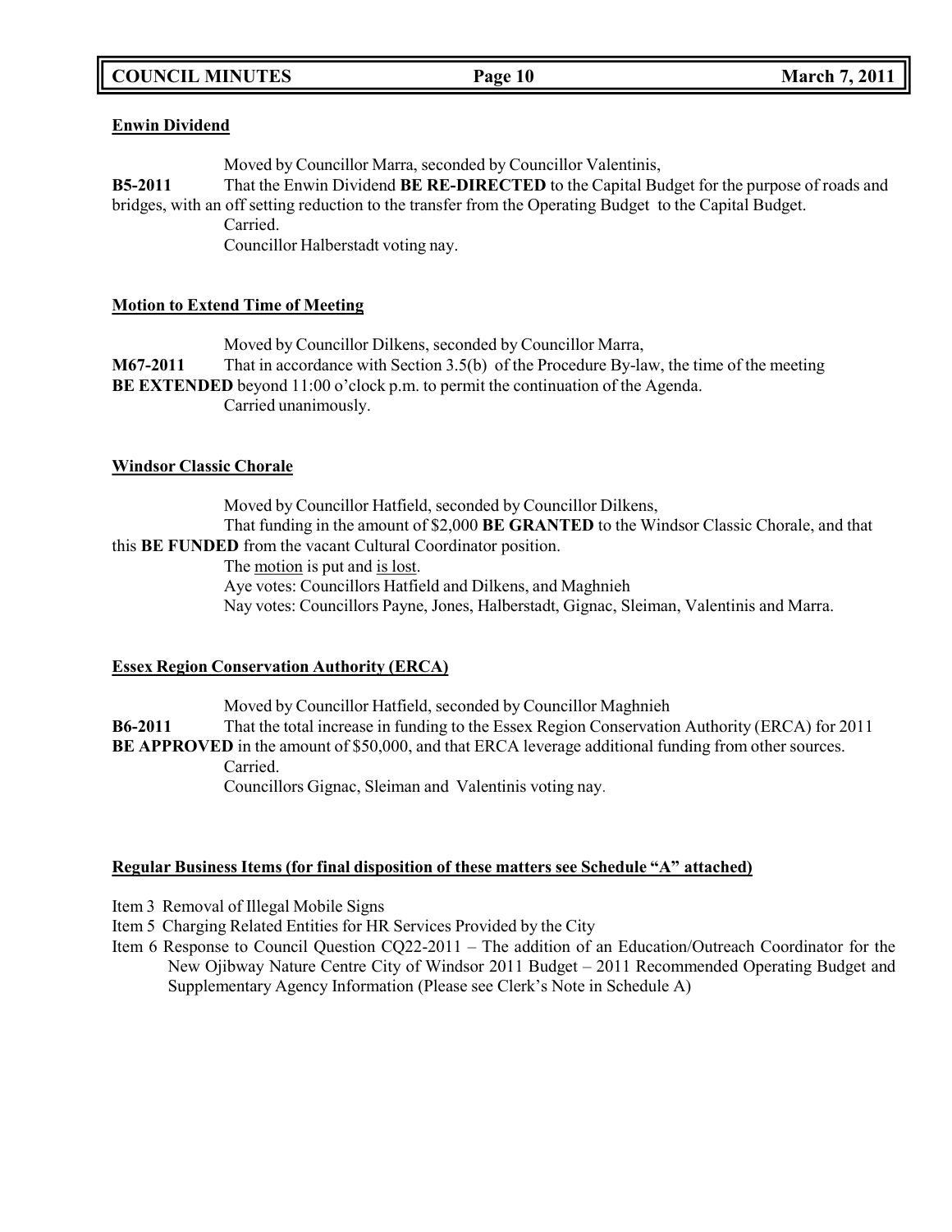**Enwin Dividend**

Moved by Councillor Marra, seconded by Councillor Valentinis,

**B5-2011** That the Enwin Dividend **BE RE-DIRECTED** to the Capital Budget for the purpose of roads and bridges, with an off setting reduction to the transfer from the Operating Budget to the Capital Budget.

Carried.

Councillor Halberstadt voting nay.

**Motion to Extend Time of Meeting**

Moved by Councillor Dilkens, seconded by Councillor Marra,

**M67-2011** That in accordance with Section 3.5(b) of the Procedure By-law, the time of the meeting **BE EXTENDED** beyond 11:00 o'clock p.m. to permit the continuation of the Agenda.

Carried unanimously.

**Windsor Classic Chorale**

Moved by Councillor Hatfield, seconded by Councillor Dilkens,

That funding in the amount of $2,000 **BE GRANTED** to the Windsor Classic Chorale, and that this **BE FUNDED** from the vacant Cultural Coordinator position.

The motion is put and is lost.

Aye votes: Councillors Hatfield and Dilkens, and Maghnieh

Nay votes: Councillors Payne, Jones, Halberstadt, Gignac, Sleiman, Valentinis and Marra.

**Essex Region Conservation Authority (ERCA)**

Moved by Councillor Hatfield, seconded by Councillor Maghnieh

**B6-2011** That the total increase in funding to the Essex Region Conservation Authority (ERCA) for 2011 **BE APPROVED** in the amount of $50,000, and that ERCA leverage additional funding from other sources.

Carried.

Councillors Gignac, Sleiman and Valentinis voting nay.

**Regular Business Items (for final disposition of these matters see Schedule "A" attached)**

Item 3 Removal of Illegal Mobile Signs

Item 5 Charging Related Entities for HR Services Provided by the City

Item 6 Response to Council Question CQ22-2011 – The addition of an Education/Outreach Coordinator for the New Ojibway Nature Centre City of Windsor 2011 Budget – 2011 Recommended Operating Budget and Supplementary Agency Information (Please see Clerk's Note in Schedule A)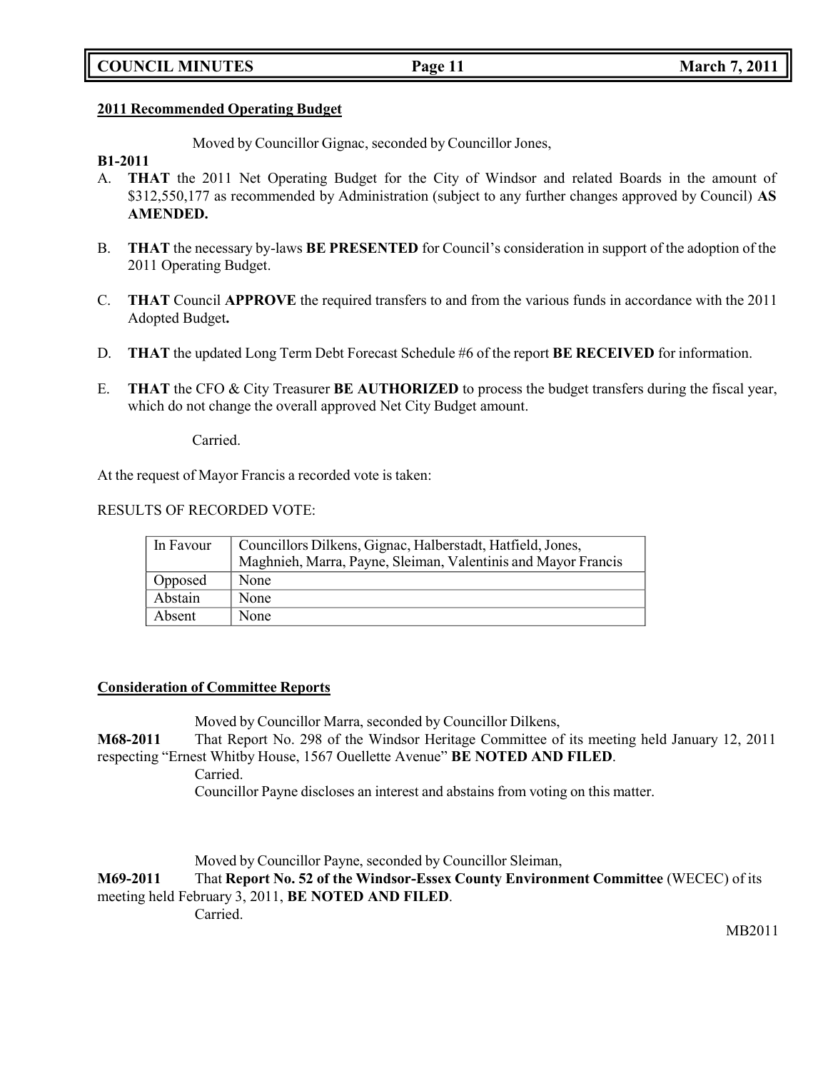**2011 Recommended Operating Budget**

Moved by Councillor Gignac, seconded by Councillor Jones,

**B1-2011**

A. **THAT** the 2011 Net Operating Budget for the City of Windsor and related Boards in the amount of $312,550,177 as recommended by Administration (subject to any further changes approved by Council) **AS AMENDED.**

B. **THAT** the necessary by-laws **BE PRESENTED** for Council's consideration in support of the adoption of the 2011 Operating Budget.

C. **THAT** Council **APPROVE** the required transfers to and from the various funds in accordance with the 2011 Adopted Budget**.**

D. **THAT** the updated Long Term Debt Forecast Schedule #6 of the report **BE RECEIVED** for information.

E. **THAT** the CFO & City Treasurer **BE AUTHORIZED** to process the budget transfers during the fiscal year, which do not change the overall approved Net City Budget amount.

Carried.

At the request of Mayor Francis a recorded vote is taken:

RESULTS OF RECORDED VOTE:

| | |
|---|---|
| In Favour | Councillors Dilkens, Gignac, Halberstadt, Hatfield, Jones, Maghnieh, Marra, Payne, Sleiman, Valentinis and Mayor Francis |
| Opposed | None |
| Abstain | None |
| Absent | None |

**Consideration of Committee Reports**

Moved by Councillor Marra, seconded by Councillor Dilkens,

**M68-2011** That Report No. 298 of the Windsor Heritage Committee of its meeting held January 12, 2011 respecting "Ernest Whitby House, 1567 Ouellette Avenue" **BE NOTED AND FILED**.

Carried.

Councillor Payne discloses an interest and abstains from voting on this matter.

Moved by Councillor Payne, seconded by Councillor Sleiman,

**M69-2011** That **Report No. 52 of the Windsor-Essex County Environment Committee** (WECEC) of its meeting held February 3, 2011, **BE NOTED AND FILED**.

Carried.

MB2011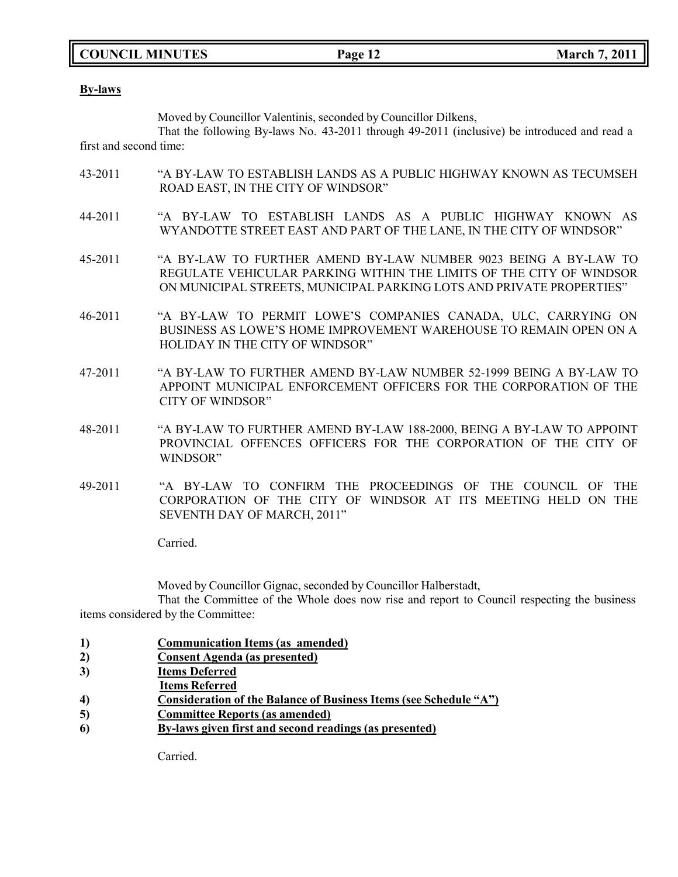**By-laws**

Moved by Councillor Valentinis, seconded by Councillor Dilkens,

That the following By-laws No. 43-2011 through 49-2011 (inclusive) be introduced and read a first and second time:

43-2011 "A BY-LAW TO ESTABLISH LANDS AS A PUBLIC HIGHWAY KNOWN AS TECUMSEH ROAD EAST, IN THE CITY OF WINDSOR"

44-2011 "A BY-LAW TO ESTABLISH LANDS AS A PUBLIC HIGHWAY KNOWN AS WYANDOTTE STREET EAST AND PART OF THE LANE, IN THE CITY OF WINDSOR"

45-2011 "A BY-LAW TO FURTHER AMEND BY-LAW NUMBER 9023 BEING A BY-LAW TO REGULATE VEHICULAR PARKING WITHIN THE LIMITS OF THE CITY OF WINDSOR ON MUNICIPAL STREETS, MUNICIPAL PARKING LOTS AND PRIVATE PROPERTIES"

46-2011 "A BY-LAW TO PERMIT LOWE'S COMPANIES CANADA, ULC, CARRYING ON BUSINESS AS LOWE'S HOME IMPROVEMENT WAREHOUSE TO REMAIN OPEN ON A HOLIDAY IN THE CITY OF WINDSOR"

47-2011 "A BY-LAW TO FURTHER AMEND BY-LAW NUMBER 52-1999 BEING A BY-LAW TO APPOINT MUNICIPAL ENFORCEMENT OFFICERS FOR THE CORPORATION OF THE CITY OF WINDSOR"

48-2011 "A BY-LAW TO FURTHER AMEND BY-LAW 188-2000, BEING A BY-LAW TO APPOINT PROVINCIAL OFFENCES OFFICERS FOR THE CORPORATION OF THE CITY OF WINDSOR"

49-2011 "A BY-LAW TO CONFIRM THE PROCEEDINGS OF THE COUNCIL OF THE CORPORATION OF THE CITY OF WINDSOR AT ITS MEETING HELD ON THE SEVENTH DAY OF MARCH, 2011"

Carried.

Moved by Councillor Gignac, seconded by Councillor Halberstadt,

That the Committee of the Whole does now rise and report to Council respecting the business items considered by the Committee:

1) **Communication Items (as amended)**
2) **Consent Agenda (as presented)**
3) **Items Deferred**
   **Items Referred**
4) **Consideration of the Balance of Business Items (see Schedule "A")**
5) **Committee Reports (as amended)**
6) **By-laws given first and second readings (as presented)**

Carried.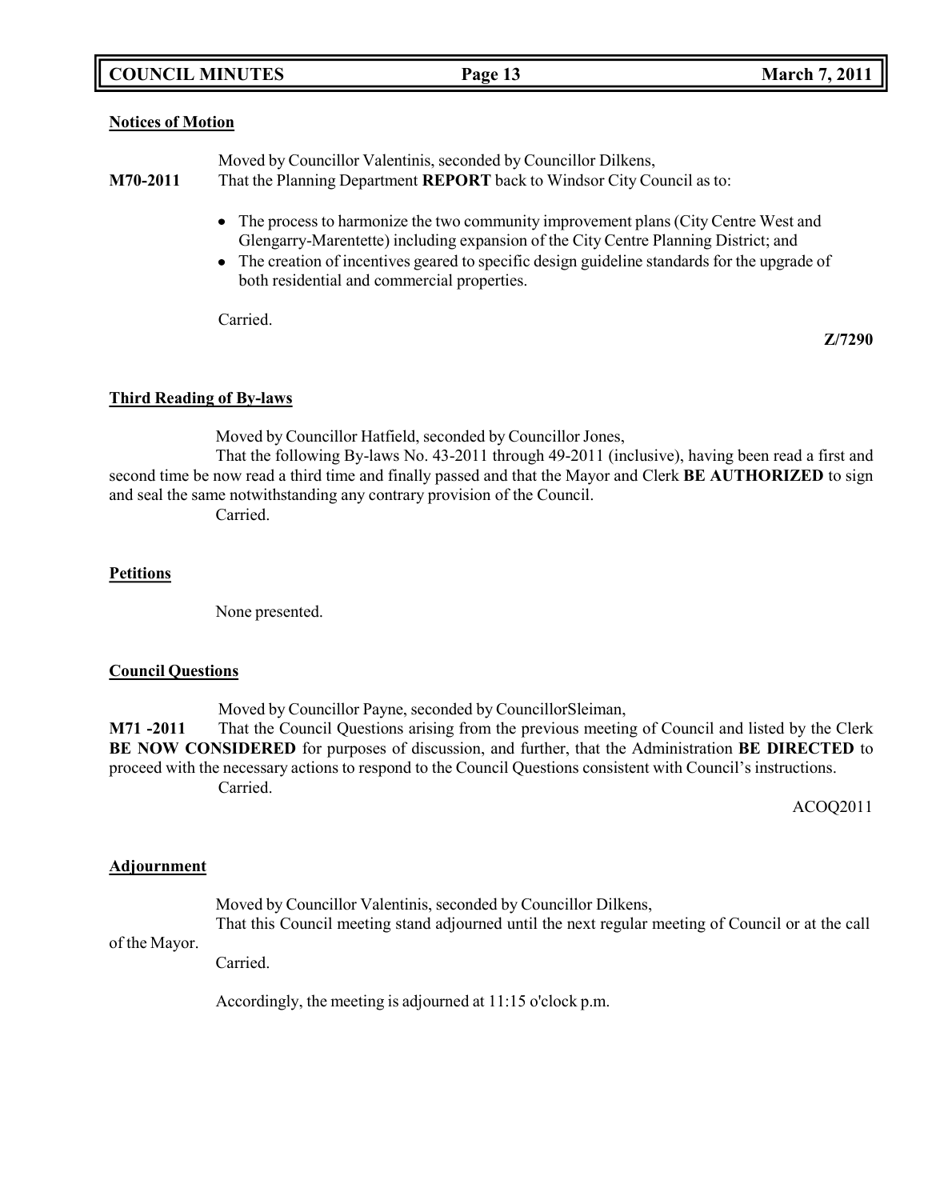**Notices of Motion**

Moved by Councillor Valentinis, seconded by Councillor Dilkens,

**M70-2011** That the Planning Department **REPORT** back to Windsor City Council as to:

- The process to harmonize the two community improvement plans (City Centre West and Glengarry-Marentette) including expansion of the City Centre Planning District; and
- The creation of incentives geared to specific design guideline standards for the upgrade of both residential and commercial properties.

Carried.

**Z/7290**

**Third Reading of By-laws**

Moved by Councillor Hatfield, seconded by Councillor Jones,

That the following By-laws No. 43-2011 through 49-2011 (inclusive), having been read a first and second time be now read a third time and finally passed and that the Mayor and Clerk **BE AUTHORIZED** to sign and seal the same notwithstanding any contrary provision of the Council.

Carried.

**Petitions**

None presented.

**Council Questions**

Moved by Councillor Payne, seconded by CouncillorSleiman,

**M71 -2011** That the Council Questions arising from the previous meeting of Council and listed by the Clerk **BE NOW CONSIDERED** for purposes of discussion, and further, that the Administration **BE DIRECTED** to proceed with the necessary actions to respond to the Council Questions consistent with Council's instructions.

Carried.

ACOQ2011

**Adjournment**

Moved by Councillor Valentinis, seconded by Councillor Dilkens,

That this Council meeting stand adjourned until the next regular meeting of Council or at the call of the Mayor.

Carried.

Accordingly, the meeting is adjourned at 11:15 o'clock p.m.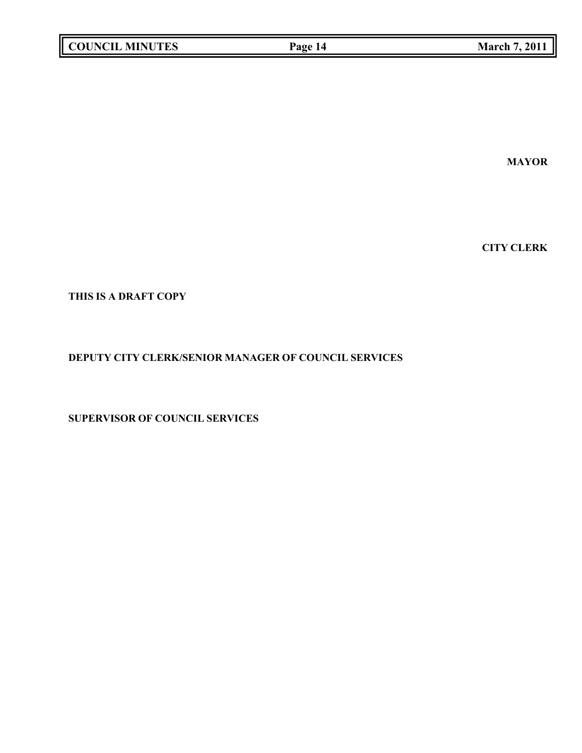**MAYOR**

**CITY CLERK**

**THIS IS A DRAFT COPY**

**DEPUTY CITY CLERK/SENIOR MANAGER OF COUNCIL SERVICES**

**SUPERVISOR OF COUNCIL SERVICES**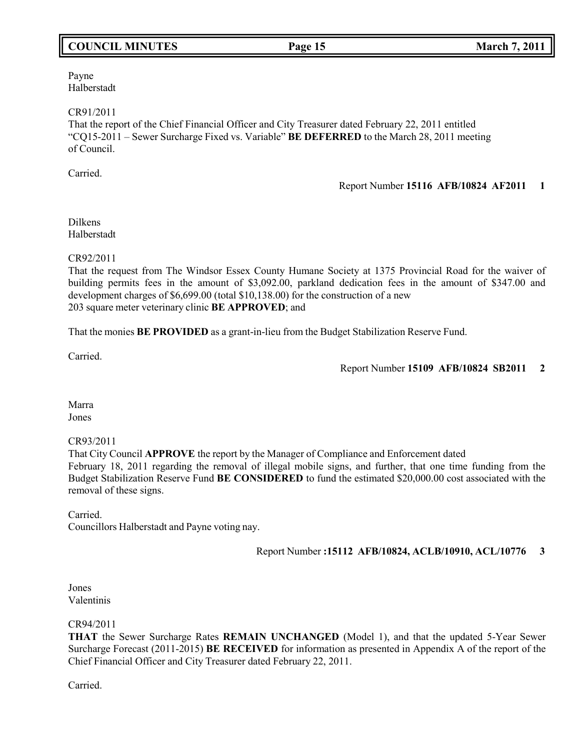Payne
Halberstadt

CR91/2011
That the report of the Chief Financial Officer and City Treasurer dated February 22, 2011 entitled "CQ15-2011 – Sewer Surcharge Fixed vs. Variable" **BE DEFERRED** to the March 28, 2011 meeting of Council.

Carried.

Report Number **15116 AFB/10824 AF2011 1**

Dilkens
Halberstadt

CR92/2011
That the request from The Windsor Essex County Humane Society at 1375 Provincial Road for the waiver of building permits fees in the amount of $3,092.00, parkland dedication fees in the amount of $347.00 and development charges of $6,699.00 (total $10,138.00) for the construction of a new 203 square meter veterinary clinic **BE APPROVED**; and

That the monies **BE PROVIDED** as a grant-in-lieu from the Budget Stabilization Reserve Fund.

Carried.

Report Number **15109 AFB/10824 SB2011 2**

Marra
Jones

CR93/2011
That City Council **APPROVE** the report by the Manager of Compliance and Enforcement dated February 18, 2011 regarding the removal of illegal mobile signs, and further, that one time funding from the Budget Stabilization Reserve Fund **BE CONSIDERED** to fund the estimated $20,000.00 cost associated with the removal of these signs.

Carried.
Councillors Halberstadt and Payne voting nay.

Report Number **:15112 AFB/10824, ACLB/10910, ACL/10776 3**

Jones
Valentinis

CR94/2011
**THAT** the Sewer Surcharge Rates **REMAIN UNCHANGED** (Model 1), and that the updated 5-Year Sewer Surcharge Forecast (2011-2015) **BE RECEIVED** for information as presented in Appendix A of the report of the Chief Financial Officer and City Treasurer dated February 22, 2011.

Carried.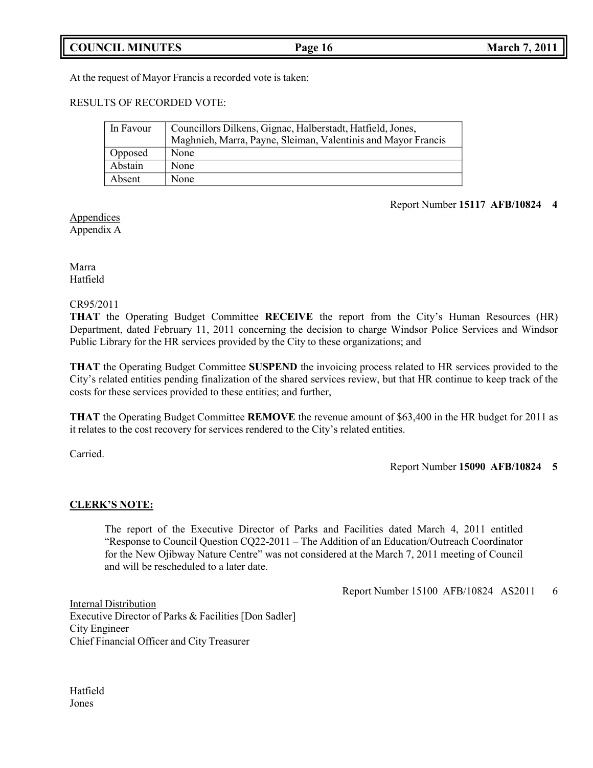At the request of Mayor Francis a recorded vote is taken:

RESULTS OF RECORDED VOTE:

| In Favour | Councillors Dilkens, Gignac, Halberstadt, Hatfield, Jones, Maghnieh, Marra, Payne, Sleiman, Valentinis and Mayor Francis |
|---|---|
| Opposed | None |
| Abstain | None |
| Absent | None |

Report Number **15117 AFB/10824 4**

Appendices
Appendix A

Marra
Hatfield

CR95/2011
**THAT** the Operating Budget Committee **RECEIVE** the report from the City's Human Resources (HR) Department, dated February 11, 2011 concerning the decision to charge Windsor Police Services and Windsor Public Library for the HR services provided by the City to these organizations; and

**THAT** the Operating Budget Committee **SUSPEND** the invoicing process related to HR services provided to the City's related entities pending finalization of the shared services review, but that HR continue to keep track of the costs for these services provided to these entities; and further,

**THAT** the Operating Budget Committee **REMOVE** the revenue amount of $63,400 in the HR budget for 2011 as it relates to the cost recovery for services rendered to the City's related entities.

Carried.

Report Number **15090 AFB/10824 5**

**CLERK'S NOTE:**

The report of the Executive Director of Parks and Facilities dated March 4, 2011 entitled "Response to Council Question CQ22-2011 – The Addition of an Education/Outreach Coordinator for the New Ojibway Nature Centre" was not considered at the March 7, 2011 meeting of Council and will be rescheduled to a later date.

Report Number 15100 AFB/10824 AS2011 6

Internal Distribution
Executive Director of Parks & Facilities [Don Sadler]
City Engineer
Chief Financial Officer and City Treasurer

Hatfield
Jones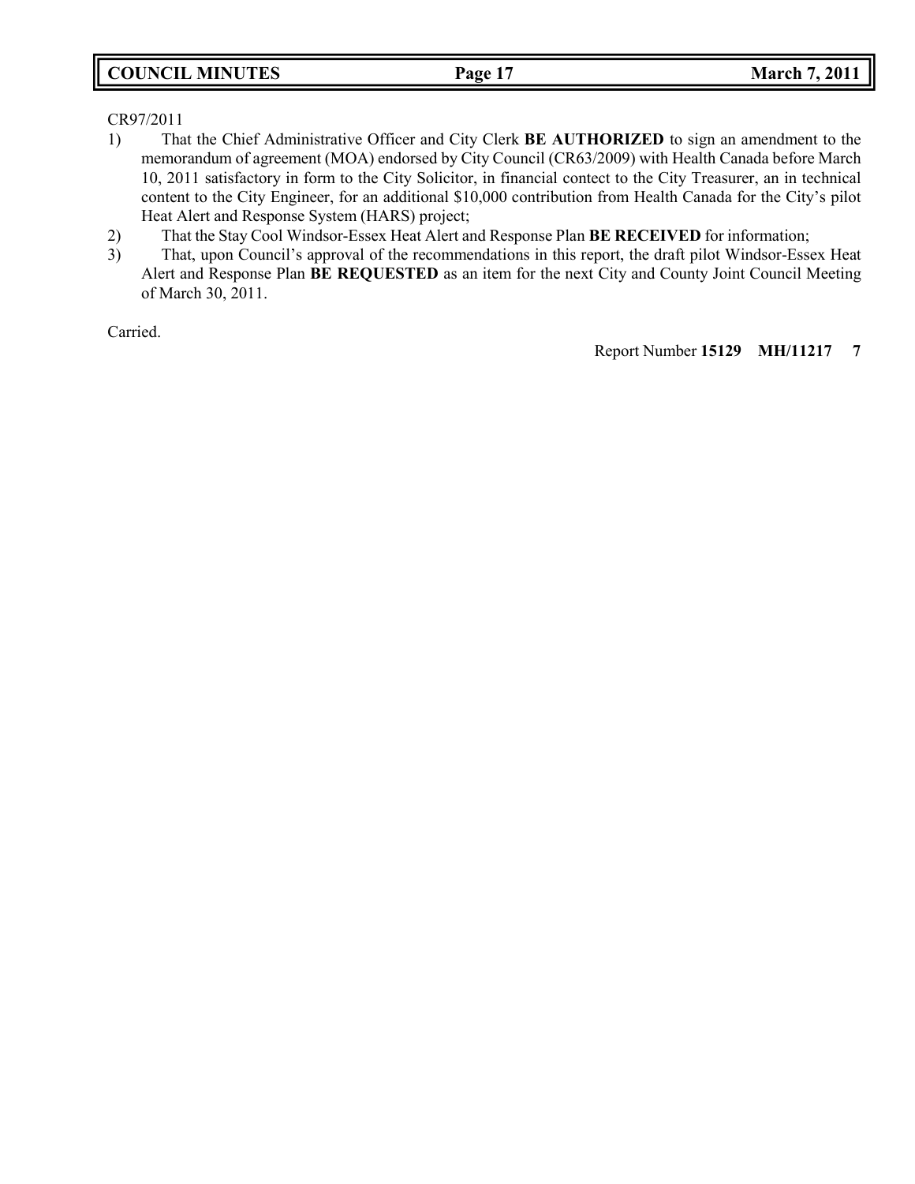CR97/2011

1) That the Chief Administrative Officer and City Clerk **BE AUTHORIZED** to sign an amendment to the memorandum of agreement (MOA) endorsed by City Council (CR63/2009) with Health Canada before March 10, 2011 satisfactory in form to the City Solicitor, in financial contect to the City Treasurer, an in technical content to the City Engineer, for an additional $10,000 contribution from Health Canada for the City's pilot Heat Alert and Response System (HARS) project;
2) That the Stay Cool Windsor-Essex Heat Alert and Response Plan **BE RECEIVED** for information;
3) That, upon Council's approval of the recommendations in this report, the draft pilot Windsor-Essex Heat Alert and Response Plan **BE REQUESTED** as an item for the next City and County Joint Council Meeting of March 30, 2011.

Carried.

Report Number **15129 MH/11217 7**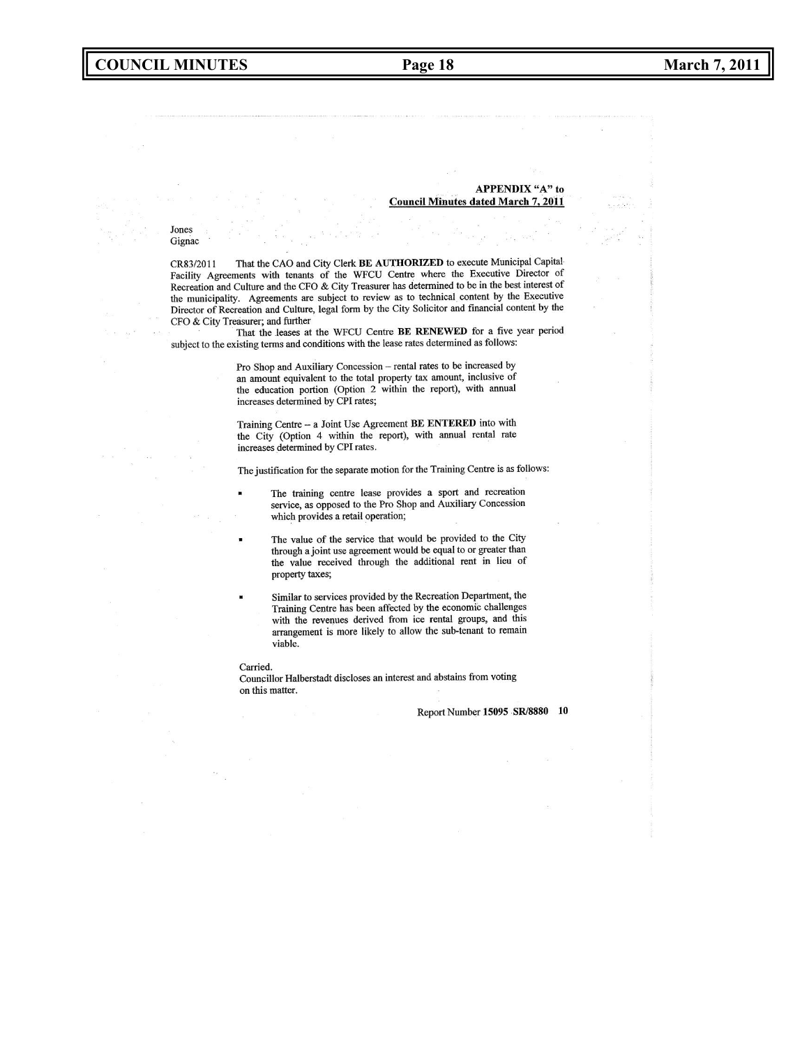**APPENDIX "A" to**
**Council Minutes dated March 7, 2011**

Jones
Gignac

CR83/2011 That the CAO and City Clerk **BE AUTHORIZED** to execute Municipal Capital Facility Agreements with tenants of the WFCU Centre where the Executive Director of Recreation and Culture and the CFO & City Treasurer has determined to be in the best interest of the municipality. Agreements are subject to review as to technical content by the Executive Director of Recreation and Culture, legal form by the City Solicitor and financial content by the CFO & City Treasurer; and further

That the leases at the WFCU Centre **BE RENEWED** for a five year period subject to the existing terms and conditions with the lease rates determined as follows:

Pro Shop and Auxiliary Concession – rental rates to be increased by an amount equivalent to the total property tax amount, inclusive of the education portion (Option 2 within the report), with annual increases determined by CPI rates;

Training Centre – a Joint Use Agreement **BE ENTERED** into with the City (Option 4 within the report), with annual rental rate increases determined by CPI rates.

The justification for the separate motion for the Training Centre is as follows:

- The training centre lease provides a sport and recreation service, as opposed to the Pro Shop and Auxiliary Concession which provides a retail operation;
- The value of the service that would be provided to the City through a joint use agreement would be equal to or greater than the value received through the additional rent in lieu of property taxes;
- Similar to services provided by the Recreation Department, the Training Centre has been affected by the economic challenges with the revenues derived from ice rental groups, and this arrangement is more likely to allow the sub-tenant to remain viable.

Carried.
Councillor Halberstadt discloses an interest and abstains from voting on this matter.

Report Number **15095 SR/8880 10**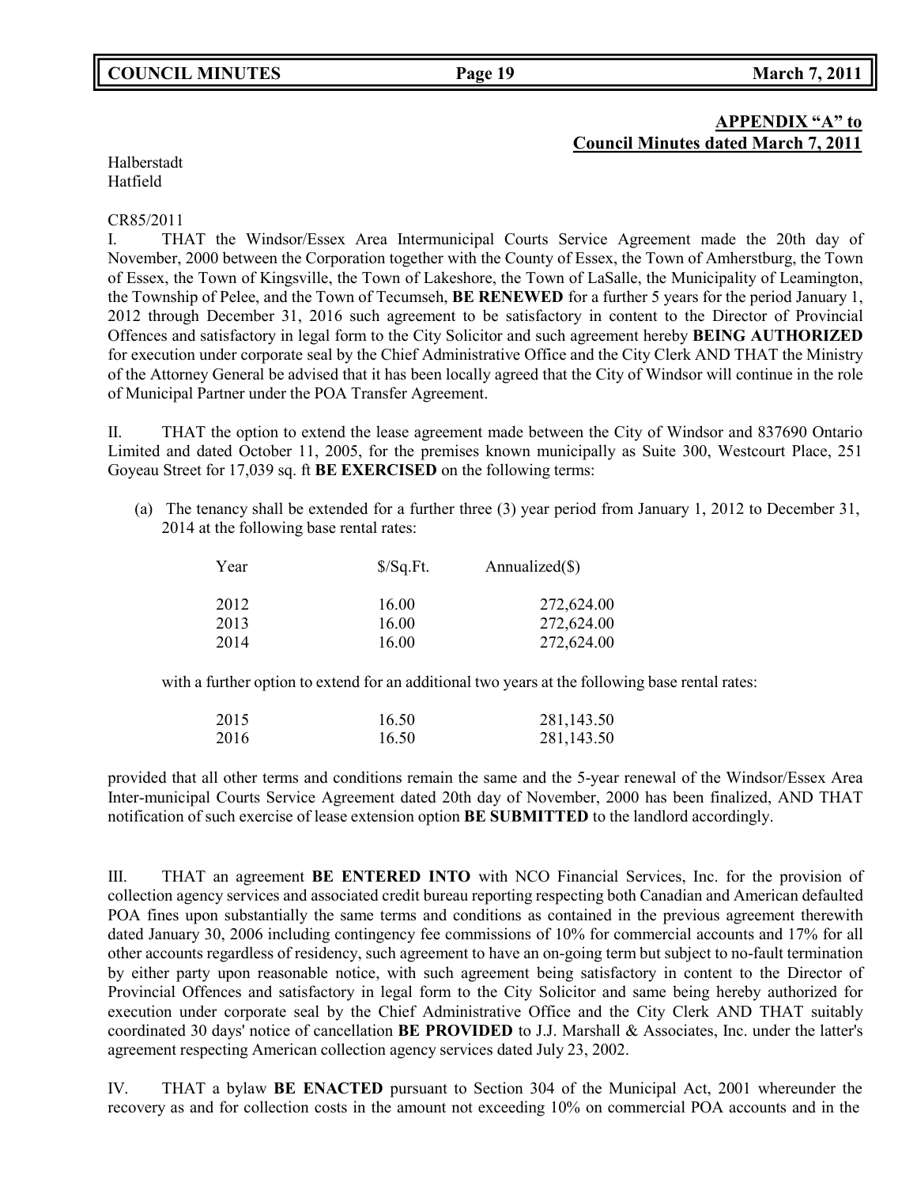**APPENDIX "A" to**
**Council Minutes dated March 7, 2011**

Halberstadt
Hatfield

CR85/2011

I. THAT the Windsor/Essex Area Intermunicipal Courts Service Agreement made the 20th day of November, 2000 between the Corporation together with the County of Essex, the Town of Amherstburg, the Town of Essex, the Town of Kingsville, the Town of Lakeshore, the Town of LaSalle, the Municipality of Leamington, the Township of Pelee, and the Town of Tecumseh, **BE RENEWED** for a further 5 years for the period January 1, 2012 through December 31, 2016 such agreement to be satisfactory in content to the Director of Provincial Offences and satisfactory in legal form to the City Solicitor and such agreement hereby **BEING AUTHORIZED** for execution under corporate seal by the Chief Administrative Office and the City Clerk AND THAT the Ministry of the Attorney General be advised that it has been locally agreed that the City of Windsor will continue in the role of Municipal Partner under the POA Transfer Agreement.

II. THAT the option to extend the lease agreement made between the City of Windsor and 837690 Ontario Limited and dated October 11, 2005, for the premises known municipally as Suite 300, Westcourt Place, 251 Goyeau Street for 17,039 sq. ft **BE EXERCISED** on the following terms:

(a) The tenancy shall be extended for a further three (3) year period from January 1, 2012 to December 31, 2014 at the following base rental rates:

| Year | $/Sq.Ft. | Annualized($) |
|---|---|---|
| 2012 | 16.00 | 272,624.00 |
| 2013 | 16.00 | 272,624.00 |
| 2014 | 16.00 | 272,624.00 |

with a further option to extend for an additional two years at the following base rental rates:

| | | |
|---|---|---|
| 2015 | 16.50 | 281,143.50 |
| 2016 | 16.50 | 281,143.50 |

provided that all other terms and conditions remain the same and the 5-year renewal of the Windsor/Essex Area Inter-municipal Courts Service Agreement dated 20th day of November, 2000 has been finalized, AND THAT notification of such exercise of lease extension option **BE SUBMITTED** to the landlord accordingly.

III. THAT an agreement **BE ENTERED INTO** with NCO Financial Services, Inc. for the provision of collection agency services and associated credit bureau reporting respecting both Canadian and American defaulted POA fines upon substantially the same terms and conditions as contained in the previous agreement therewith dated January 30, 2006 including contingency fee commissions of 10% for commercial accounts and 17% for all other accounts regardless of residency, such agreement to have an on-going term but subject to no-fault termination by either party upon reasonable notice, with such agreement being satisfactory in content to the Director of Provincial Offences and satisfactory in legal form to the City Solicitor and same being hereby authorized for execution under corporate seal by the Chief Administrative Office and the City Clerk AND THAT suitably coordinated 30 days' notice of cancellation **BE PROVIDED** to J.J. Marshall & Associates, Inc. under the latter's agreement respecting American collection agency services dated July 23, 2002.

IV. THAT a bylaw **BE ENACTED** pursuant to Section 304 of the Municipal Act, 2001 whereunder the recovery as and for collection costs in the amount not exceeding 10% on commercial POA accounts and in the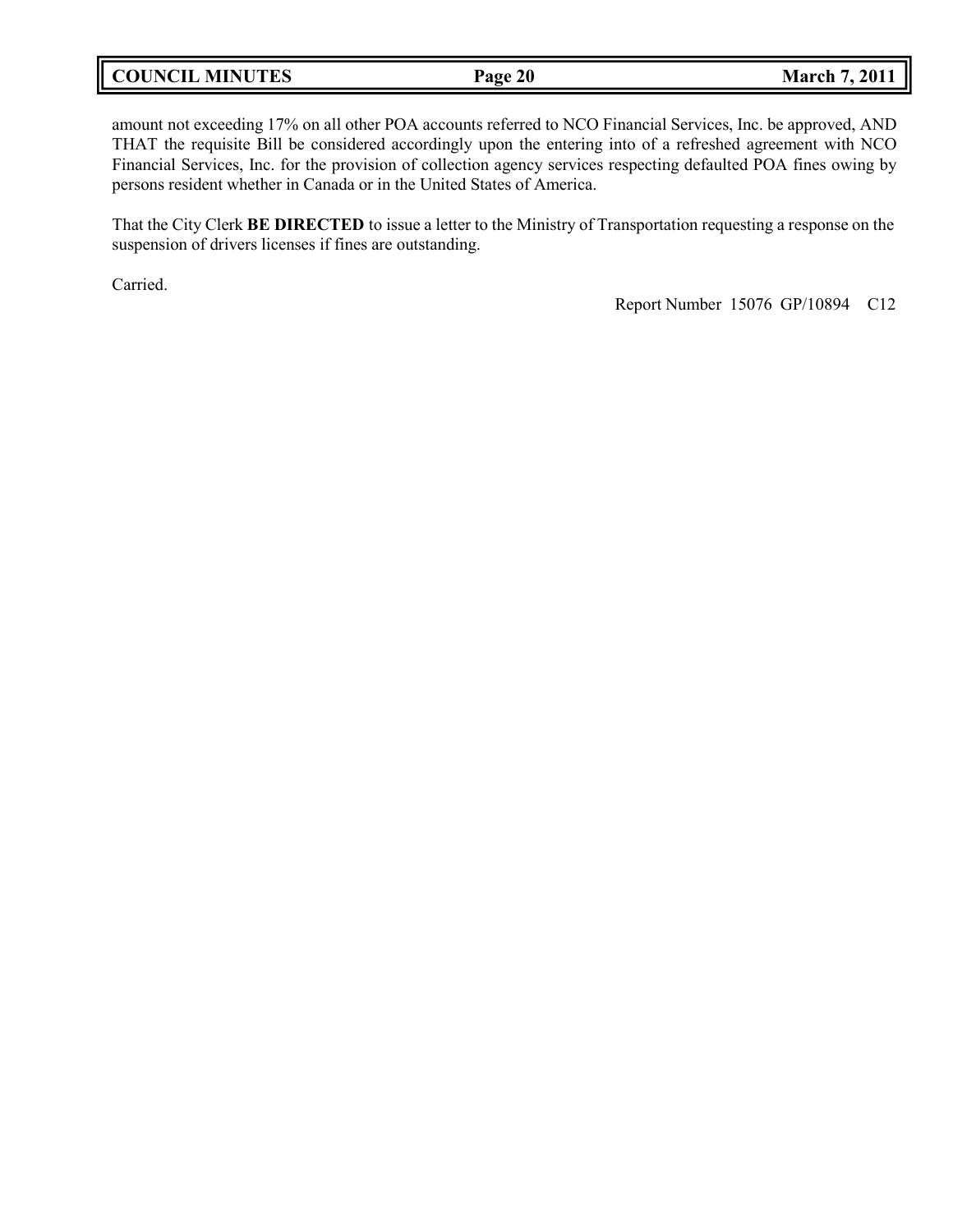amount not exceeding 17% on all other POA accounts referred to NCO Financial Services, Inc. be approved, AND THAT the requisite Bill be considered accordingly upon the entering into of a refreshed agreement with NCO Financial Services, Inc. for the provision of collection agency services respecting defaulted POA fines owing by persons resident whether in Canada or in the United States of America.

That the City Clerk **BE DIRECTED** to issue a letter to the Ministry of Transportation requesting a response on the suspension of drivers licenses if fines are outstanding.

Carried.

Report Number 15076 GP/10894 C12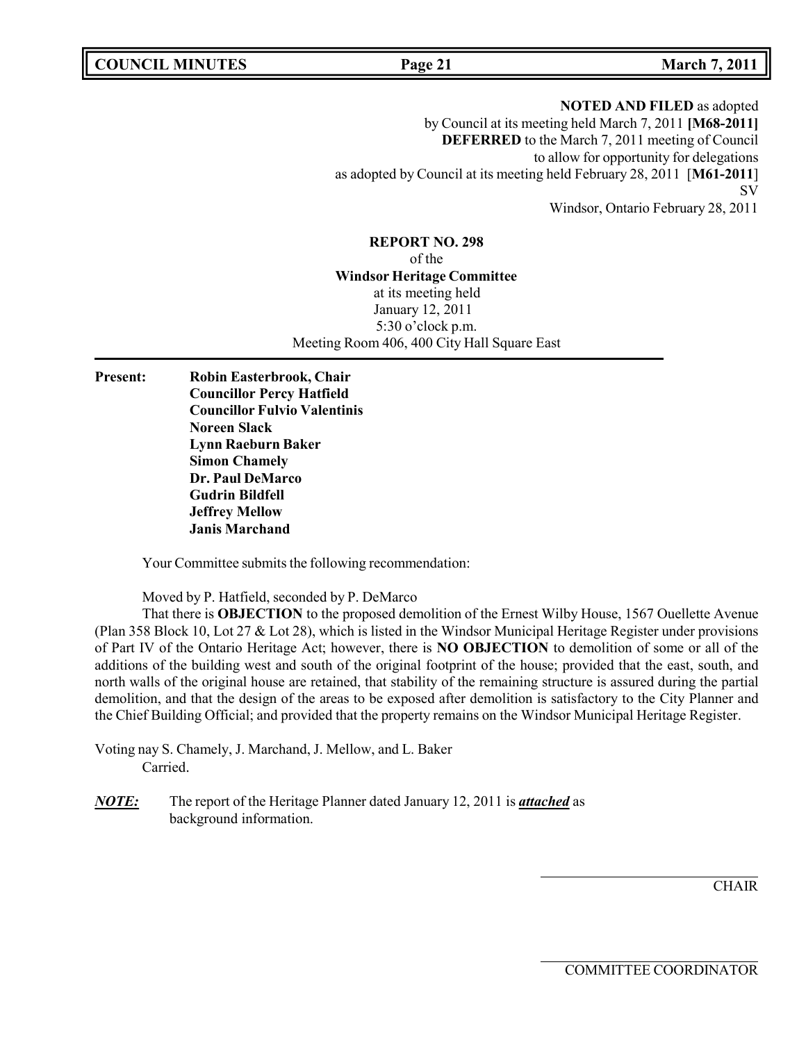**NOTED AND FILED** as adopted
by Council at its meeting held March 7, 2011 **[M68-2011]**
**DEFERRED** to the March 7, 2011 meeting of Council
to allow for opportunity for delegations
as adopted by Council at its meeting held February 28, 2011 [**M61-2011**]
SV
Windsor, Ontario February 28, 2011

**REPORT NO. 298**
of the
**Windsor Heritage Committee**
at its meeting held
January 12, 2011
5:30 o'clock p.m.
Meeting Room 406, 400 City Hall Square East

---

**Present:**
**Robin Easterbrook, Chair**
**Councillor Percy Hatfield**
**Councillor Fulvio Valentinis**
**Noreen Slack**
**Lynn Raeburn Baker**
**Simon Chamely**
**Dr. Paul DeMarco**
**Gudrin Bildfell**
**Jeffrey Mellow**
**Janis Marchand**

Your Committee submits the following recommendation:

Moved by P. Hatfield, seconded by P. DeMarco

That there is **OBJECTION** to the proposed demolition of the Ernest Wilby House, 1567 Ouellette Avenue (Plan 358 Block 10, Lot 27 & Lot 28), which is listed in the Windsor Municipal Heritage Register under provisions of Part IV of the Ontario Heritage Act; however, there is **NO OBJECTION** to demolition of some or all of the additions of the building west and south of the original footprint of the house; provided that the east, south, and north walls of the original house are retained, that stability of the remaining structure is assured during the partial demolition, and that the design of the areas to be exposed after demolition is satisfactory to the City Planner and the Chief Building Official; and provided that the property remains on the Windsor Municipal Heritage Register.

Voting nay S. Chamely, J. Marchand, J. Mellow, and L. Baker
Carried.

***NOTE:*** The report of the Heritage Planner dated January 12, 2011 is ***attached*** as background information.

CHAIR

COMMITTEE COORDINATOR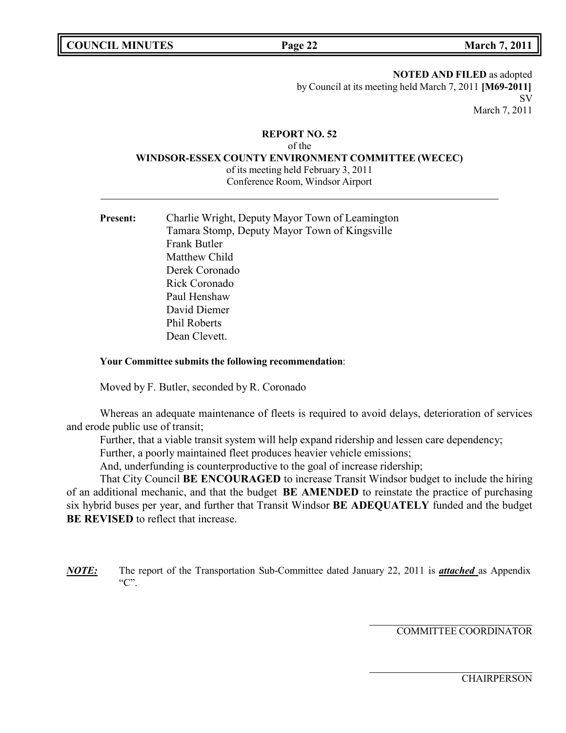**NOTED AND FILED** as adopted
by Council at its meeting held March 7, 2011 **[M69-2011]**
SV
March 7, 2011

**REPORT NO. 52**
of the
**WINDSOR-ESSEX COUNTY ENVIRONMENT COMMITTEE (WECEC)**
of its meeting held February 3, 2011
Conference Room, Windsor Airport

---

**Present:** Charlie Wright, Deputy Mayor Town of Leamington
Tamara Stomp, Deputy Mayor Town of Kingsville
Frank Butler
Matthew Child
Derek Coronado
Rick Coronado
Paul Henshaw
David Diemer
Phil Roberts
Dean Clevett.

**Your Committee submits the following recommendation**:

Moved by F. Butler, seconded by R. Coronado

Whereas an adequate maintenance of fleets is required to avoid delays, deterioration of services and erode public use of transit;

Further, that a viable transit system will help expand ridership and lessen care dependency;

Further, a poorly maintained fleet produces heavier vehicle emissions;

And, underfunding is counterproductive to the goal of increase ridership;

That City Council **BE ENCOURAGED** to increase Transit Windsor budget to include the hiring of an additional mechanic, and that the budget **BE AMENDED** to reinstate the practice of purchasing six hybrid buses per year, and further that Transit Windsor **BE ADEQUATELY** funded and the budget **BE REVISED** to reflect that increase.

***NOTE:*** The report of the Transportation Sub-Committee dated January 22, 2011 is ***attached*** as Appendix "C".

COMMITTEE COORDINATOR

CHAIRPERSON